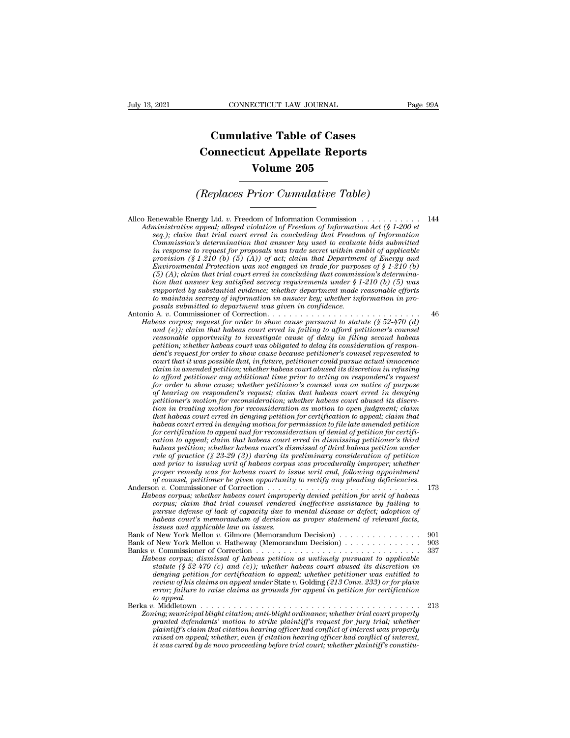# Cumulative Table of Cases
# Connecticut Appellate Reports
# Volume 205

## *(Replaces Prior Cumulative Table)*

Allco Renewable Energy Ltd. *v.* Freedom of Information Commission . . . . . . . . . . . 144
*Administrative appeal; alleged violation of Freedom of Information Act (§ 1-200 et seq.); claim that trial court erred in concluding that Freedom of Information Commission's determination that answer key used to evaluate bids submitted in response to request for proposals was trade secret within ambit of applicable provision (§ 1-210 (b) (5) (A)) of act; claim that Department of Energy and Environmental Protection was not engaged in trade for purposes of § 1-210 (b) (5) (A); claim that trial court erred in concluding that commission's determination that answer key satisfied secrecy requirements under § 1-210 (b) (5) was supported by substantial evidence; whether department made reasonable efforts to maintain secrecy of information in answer key; whether information in proposals submitted to department was given in confidence.*

Antonio A. *v.* Commissioner of Correction. . . . . . . . . . . . . . . . . . . . . . . . . . . 46
*Habeas corpus; request for order to show cause pursuant to statute (§ 52-470 (d) and (e)); claim that habeas court erred in failing to afford petitioner's counsel reasonable opportunity to investigate cause of delay in filing second habeas petition; whether habeas court was obligated to delay its consideration of respondent's request for order to show cause because petitioner's counsel represented to court that it was possible that, in future, petitioner could pursue actual innocence claim in amended petition; whether habeas court abused its discretion in refusing to afford petitioner any additional time prior to acting on respondent's request for order to show cause; whether petitioner's counsel was on notice of purpose of hearing on respondent's request; claim that habeas court erred in denying petitioner's motion for reconsideration; whether habeas court abused its discretion in treating motion for reconsideration as motion to open judgment; claim that habeas court erred in denying petition for certification to appeal; claim that habeas court erred in denying motion for permission to file late amended petition for certification to appeal and for reconsideration of denial of petition for certification to appeal; claim that habeas court erred in dismissing petitioner's third habeas petition; whether habeas court's dismissal of third habeas petition under rule of practice (§ 23-29 (3)) during its preliminary consideration of petition and prior to issuing writ of habeas corpus was procedurally improper; whether proper remedy was for habeas court to issue writ and, following appointment of counsel, petitioner be given opportunity to rectify any pleading deficiencies.*

Anderson *v.* Commissioner of Correction . . . . . . . . . . . . . . . . . . . . . . . . . . . . 173
*Habeas corpus; whether habeas court improperly denied petition for writ of habeas corpus; claim that trial counsel rendered ineffective assistance by failing to pursue defense of lack of capacity due to mental disease or defect; adoption of habeas court's memorandum of decision as proper statement of relevant facts, issues and applicable law on issues.*

Bank of New York Mellon *v.* Gilmore (Memorandum Decision) . . . . . . . . . . . . . . . 901

Bank of New York Mellon *v.* Hatheway (Memorandum Decision) . . . . . . . . . . . . . . 903

Banks *v.* Commissioner of Correction . . . . . . . . . . . . . . . . . . . . . . . . . . . . . . 337
*Habeas corpus; dismissal of habeas petition as untimely pursuant to applicable statute (§ 52-470 (c) and (e)); whether habeas court abused its discretion in denying petition for certification to appeal; whether petitioner was entitled to review of his claims on appeal under* State v. Golding *(213 Conn. 233) or for plain error; failure to raise claims as grounds for appeal in petition for certification to appeal.*

Berka *v.* Middletown . . . . . . . . . . . . . . . . . . . . . . . . . . . . . . . . . . . . . . . . 213
*Zoning; municipal blight citation; anti-blight ordinance; whether trial court properly granted defendants' motion to strike plaintiff's request for jury trial; whether plaintiff's claim that citation hearing officer had conflict of interest was properly raised on appeal; whether, even if citation hearing officer had conflict of interest, it was cured by de novo proceeding before trial court; whether plaintiff's constitu-*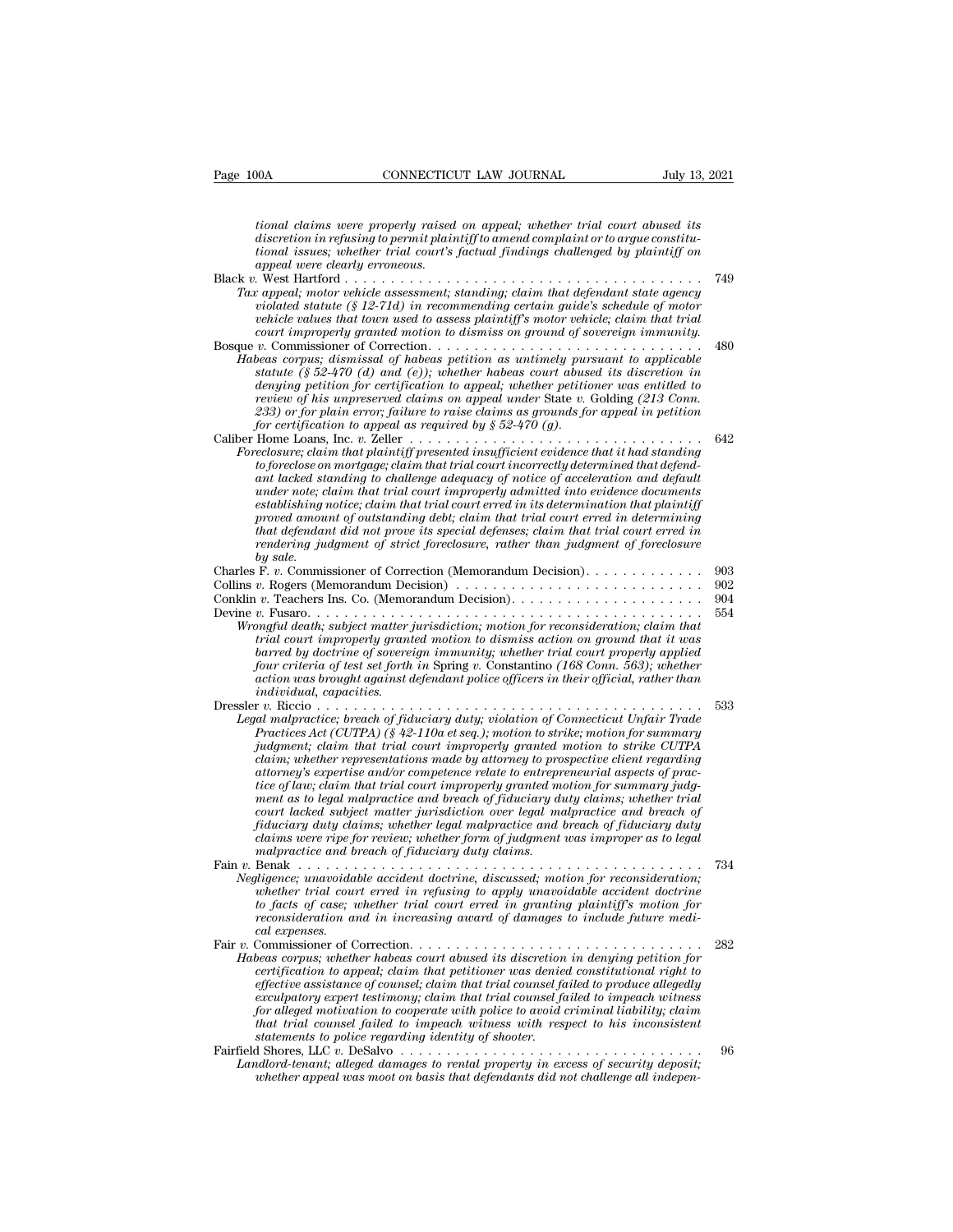*tional claims were properly raised on appeal; whether trial court abused its discretion in refusing to permit plaintiff to amend complaint or to argue constitutional issues; whether trial court's factual findings challenged by plaintiff on appeal were clearly erroneous.*

Black *v.* West Hartford . . . . . . . . . . . . . . . . . . . . . . . . . . . . . . . . . . . . . . 749

*Tax appeal; motor vehicle assessment; standing; claim that defendant state agency violated statute (§ 12-71d) in recommending certain guide's schedule of motor vehicle values that town used to assess plaintiff's motor vehicle; claim that trial court improperly granted motion to dismiss on ground of sovereign immunity.*

Bosque *v.* Commissioner of Correction. . . . . . . . . . . . . . . . . . . . . . . . . . . . . 480

*Habeas corpus; dismissal of habeas petition as untimely pursuant to applicable statute (§ 52-470 (d) and (e)); whether habeas court abused its discretion in denying petition for certification to appeal; whether petitioner was entitled to review of his unpreserved claims on appeal under* State *v.* Golding *(213 Conn. 233) or for plain error; failure to raise claims as grounds for appeal in petition for certification to appeal as required by § 52-470 (g).*

Caliber Home Loans, Inc. *v.* Zeller . . . . . . . . . . . . . . . . . . . . . . . . . . . . . . . 642

*Foreclosure; claim that plaintiff presented insufficient evidence that it had standing to foreclose on mortgage; claim that trial court incorrectly determined that defendant lacked standing to challenge adequacy of notice of acceleration and default under note; claim that trial court improperly admitted into evidence documents establishing notice; claim that trial court erred in its determination that plaintiff proved amount of outstanding debt; claim that trial court erred in determining that defendant did not prove its special defenses; claim that trial court erred in rendering judgment of strict foreclosure, rather than judgment of foreclosure by sale.*

Charles F. *v.* Commissioner of Correction (Memorandum Decision). . . . . . . . . . . . 903

Collins *v.* Rogers (Memorandum Decision) . . . . . . . . . . . . . . . . . . . . . . . . . . 902

Conklin *v.* Teachers Ins. Co. (Memorandum Decision). . . . . . . . . . . . . . . . . . . . 904

Devine *v.* Fusaro. . . . . . . . . . . . . . . . . . . . . . . . . . . . . . . . . . . . . . . . . . . 554

*Wrongful death; subject matter jurisdiction; motion for reconsideration; claim that trial court improperly granted motion to dismiss action on ground that it was barred by doctrine of sovereign immunity; whether trial court properly applied four criteria of test set forth in* Spring *v.* Constantino *(168 Conn. 563); whether action was brought against defendant police officers in their official, rather than individual, capacities.*

Dressler *v.* Riccio . . . . . . . . . . . . . . . . . . . . . . . . . . . . . . . . . . . . . . . . . . 533

*Legal malpractice; breach of fiduciary duty; violation of Connecticut Unfair Trade Practices Act (CUTPA) (§ 42-110a et seq.); motion to strike; motion for summary judgment; claim that trial court improperly granted motion to strike CUTPA claim; whether representations made by attorney to prospective client regarding attorney's expertise and/or competence relate to entrepreneurial aspects of practice of law; claim that trial court improperly granted motion for summary judgment as to legal malpractice and breach of fiduciary duty claims; whether trial court lacked subject matter jurisdiction over legal malpractice and breach of fiduciary duty claims; whether legal malpractice and breach of fiduciary duty claims were ripe for review; whether form of judgment was improper as to legal malpractice and breach of fiduciary duty claims.*

Fain *v.* Benak . . . . . . . . . . . . . . . . . . . . . . . . . . . . . . . . . . . . . . . . . . . . 734

*Negligence; unavoidable accident doctrine, discussed; motion for reconsideration; whether trial court erred in refusing to apply unavoidable accident doctrine to facts of case; whether trial court erred in granting plaintiff's motion for reconsideration and in increasing award of damages to include future medical expenses.*

Fair *v.* Commissioner of Correction. . . . . . . . . . . . . . . . . . . . . . . . . . . . . . . 282

*Habeas corpus; whether habeas court abused its discretion in denying petition for certification to appeal; claim that petitioner was denied constitutional right to effective assistance of counsel; claim that trial counsel failed to produce allegedly exculpatory expert testimony; claim that trial counsel failed to impeach witness for alleged motivation to cooperate with police to avoid criminal liability; claim that trial counsel failed to impeach witness with respect to his inconsistent statements to police regarding identity of shooter.*

Fairfield Shores, LLC *v.* DeSalvo . . . . . . . . . . . . . . . . . . . . . . . . . . . . . . . . 96

*Landlord-tenant; alleged damages to rental property in excess of security deposit; whether appeal was moot on basis that defendants did not challenge all indepen-*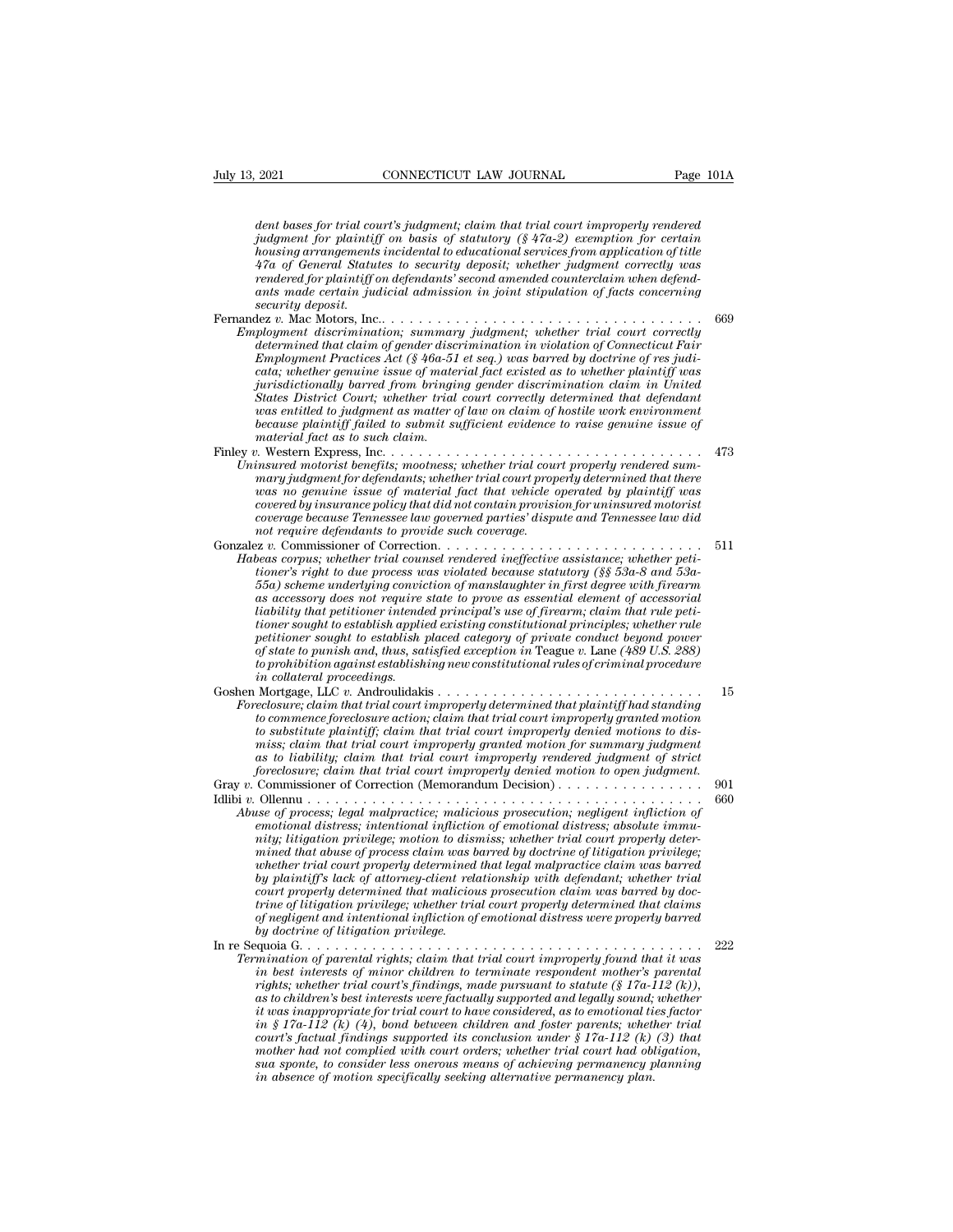*dent bases for trial court's judgment; claim that trial court improperly rendered judgment for plaintiff on basis of statutory (§ 47a-2) exemption for certain housing arrangements incidental to educational services from application of title 47a of General Statutes to security deposit; whether judgment correctly was rendered for plaintiff on defendants' second amended counterclaim when defendants made certain judicial admission in joint stipulation of facts concerning security deposit.*

Fernandez *v.* Mac Motors, Inc. . . . . . . . . . . . . . . . . . . . . . . . . . . . . . . . . . . . . 669

*Employment discrimination; summary judgment; whether trial court correctly determined that claim of gender discrimination in violation of Connecticut Fair Employment Practices Act (§ 46a-51 et seq.) was barred by doctrine of res judicata; whether genuine issue of material fact existed as to whether plaintiff was jurisdictionally barred from bringing gender discrimination claim in United States District Court; whether trial court correctly determined that defendant was entitled to judgment as matter of law on claim of hostile work environment because plaintiff failed to submit sufficient evidence to raise genuine issue of material fact as to such claim.*

Finley *v.* Western Express, Inc. . . . . . . . . . . . . . . . . . . . . . . . . . . . . . . . . . . . 473

*Uninsured motorist benefits; mootness; whether trial court properly rendered summary judgment for defendants; whether trial court properly determined that there was no genuine issue of material fact that vehicle operated by plaintiff was covered by insurance policy that did not contain provision for uninsured motorist coverage because Tennessee law governed parties' dispute and Tennessee law did not require defendants to provide such coverage.*

Gonzalez *v.* Commissioner of Correction. . . . . . . . . . . . . . . . . . . . . . . . . . . . . 511

*Habeas corpus; whether trial counsel rendered ineffective assistance; whether petitioner's right to due process was violated because statutory (§§ 53a-8 and 53a-55a) scheme underlying conviction of manslaughter in first degree with firearm as accessory does not require state to prove as essential element of accessorial liability that petitioner intended principal's use of firearm; claim that rule petitioner sought to establish applied existing constitutional principles; whether rule petitioner sought to establish placed category of private conduct beyond power of state to punish and, thus, satisfied exception in* Teague *v.* Lane *(489 U.S. 288) to prohibition against establishing new constitutional rules of criminal procedure in collateral proceedings.*

Goshen Mortgage, LLC *v.* Androulidakis . . . . . . . . . . . . . . . . . . . . . . . . . . . . . 15

*Foreclosure; claim that trial court improperly determined that plaintiff had standing to commence foreclosure action; claim that trial court improperly granted motion to substitute plaintiff; claim that trial court improperly denied motions to dismiss; claim that trial court improperly granted motion for summary judgment as to liability; claim that trial court improperly rendered judgment of strict foreclosure; claim that trial court improperly denied motion to open judgment.*

Gray *v.* Commissioner of Correction (Memorandum Decision) . . . . . . . . . . . . . . . 901

Idlibi *v.* Ollennu . . . . . . . . . . . . . . . . . . . . . . . . . . . . . . . . . . . . . . . . . . . 660

*Abuse of process; legal malpractice; malicious prosecution; negligent infliction of emotional distress; intentional infliction of emotional distress; absolute immunity; litigation privilege; motion to dismiss; whether trial court properly determined that abuse of process claim was barred by doctrine of litigation privilege; whether trial court properly determined that legal malpractice claim was barred by plaintiff's lack of attorney-client relationship with defendant; whether trial court properly determined that malicious prosecution claim was barred by doctrine of litigation privilege; whether trial court properly determined that claims of negligent and intentional infliction of emotional distress were properly barred by doctrine of litigation privilege.*

In re Sequoia G. . . . . . . . . . . . . . . . . . . . . . . . . . . . . . . . . . . . . . . . . . . . 222

*Termination of parental rights; claim that trial court improperly found that it was in best interests of minor children to terminate respondent mother's parental rights; whether trial court's findings, made pursuant to statute (§ 17a-112 (k)), as to children's best interests were factually supported and legally sound; whether it was inappropriate for trial court to have considered, as to emotional ties factor in § 17a-112 (k) (4), bond between children and foster parents; whether trial court's factual findings supported its conclusion under § 17a-112 (k) (3) that mother had not complied with court orders; whether trial court had obligation, sua sponte, to consider less onerous means of achieving permanency planning in absence of motion specifically seeking alternative permanency plan.*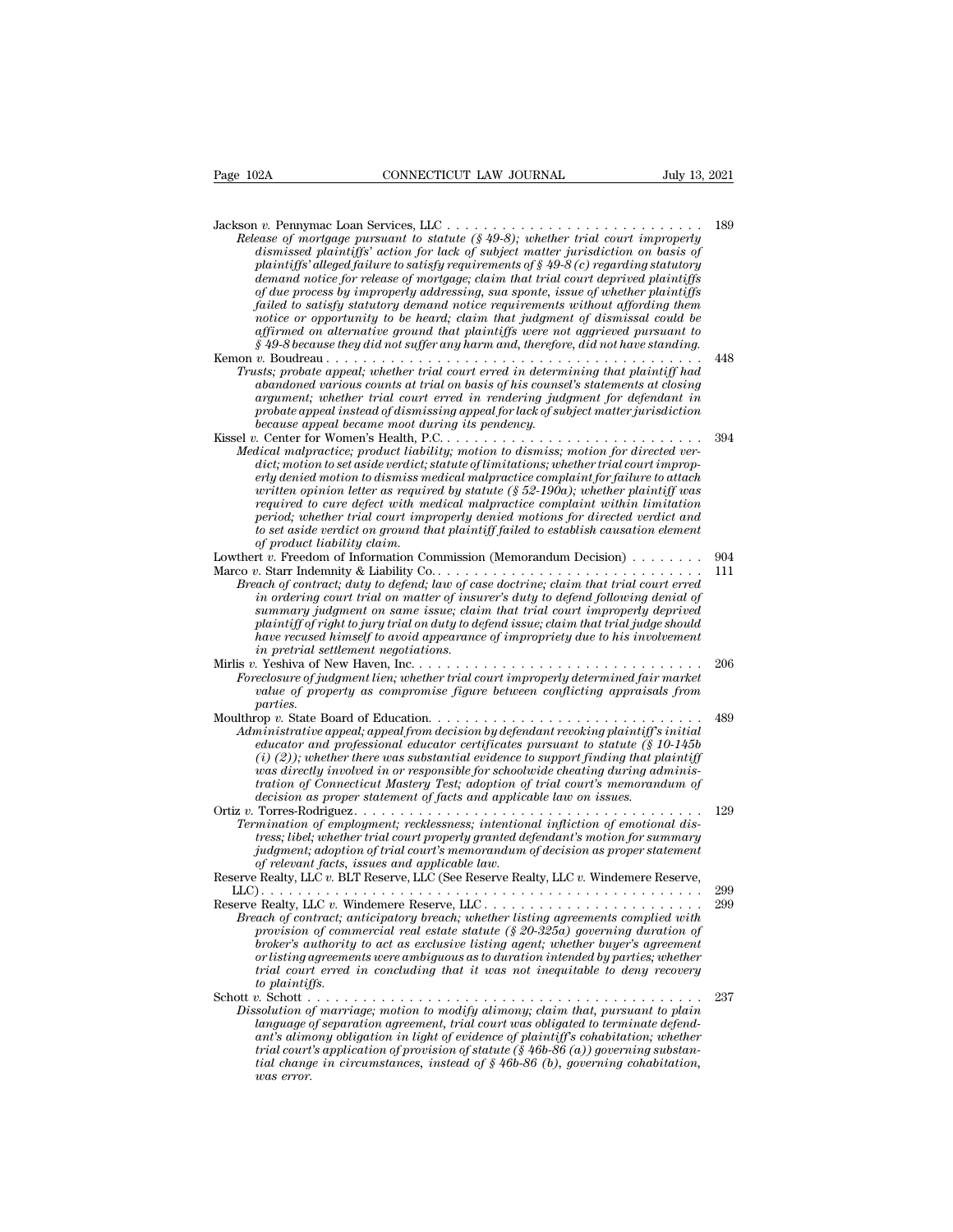Jackson *v.* Pennymac Loan Services, LLC . . . . . . . . . . . . . . . . . . . . . . . . . . . 189

*Release of mortgage pursuant to statute (§ 49-8); whether trial court improperly dismissed plaintiffs' action for lack of subject matter jurisdiction on basis of plaintiffs' alleged failure to satisfy requirements of § 49-8 (c) regarding statutory demand notice for release of mortgage; claim that trial court deprived plaintiffs of due process by improperly addressing, sua sponte, issue of whether plaintiffs failed to satisfy statutory demand notice requirements without affording them notice or opportunity to be heard; claim that judgment of dismissal could be affirmed on alternative ground that plaintiffs were not aggrieved pursuant to § 49-8 because they did not suffer any harm and, therefore, did not have standing.*

Kemon *v.* Boudreau . . . . . . . . . . . . . . . . . . . . . . . . . . . . . . . . . . . . . . . . 448

*Trusts; probate appeal; whether trial court erred in determining that plaintiff had abandoned various counts at trial on basis of his counsel's statements at closing argument; whether trial court erred in rendering judgment for defendant in probate appeal instead of dismissing appeal for lack of subject matter jurisdiction because appeal became moot during its pendency.*

Kissel *v.* Center for Women's Health, P.C. . . . . . . . . . . . . . . . . . . . . . . . . . . 394

*Medical malpractice; product liability; motion to dismiss; motion for directed verdict; motion to set aside verdict; statute of limitations; whether trial court improperly denied motion to dismiss medical malpractice complaint for failure to attach written opinion letter as required by statute (§ 52-190a); whether plaintiff was required to cure defect with medical malpractice complaint within limitation period; whether trial court improperly denied motions for directed verdict and to set aside verdict on ground that plaintiff failed to establish causation element of product liability claim.*

Lowthert *v.* Freedom of Information Commission (Memorandum Decision) . . . . . . . . 904

Marco *v.* Starr Indemnity & Liability Co. . . . . . . . . . . . . . . . . . . . . . . . . . . . 111

*Breach of contract; duty to defend; law of case doctrine; claim that trial court erred in ordering court trial on matter of insurer's duty to defend following denial of summary judgment on same issue; claim that trial court improperly deprived plaintiff of right to jury trial on duty to defend issue; claim that trial judge should have recused himself to avoid appearance of impropriety due to his involvement in pretrial settlement negotiations.*

Mirlis *v.* Yeshiva of New Haven, Inc. . . . . . . . . . . . . . . . . . . . . . . . . . . . . 206

*Foreclosure of judgment lien; whether trial court improperly determined fair market value of property as compromise figure between conflicting appraisals from parties.*

Moulthrop *v.* State Board of Education. . . . . . . . . . . . . . . . . . . . . . . . . . . . 489

*Administrative appeal; appeal from decision by defendant revoking plaintiff's initial educator and professional educator certificates pursuant to statute (§ 10-145b (i) (2)); whether there was substantial evidence to support finding that plaintiff was directly involved in or responsible for schoolwide cheating during administration of Connecticut Mastery Test; adoption of trial court's memorandum of decision as proper statement of facts and applicable law on issues.*

Ortiz *v.* Torres-Rodriguez. . . . . . . . . . . . . . . . . . . . . . . . . . . . . . . . . . . 129

*Termination of employment; recklessness; intentional infliction of emotional distress; libel; whether trial court properly granted defendant's motion for summary judgment; adoption of trial court's memorandum of decision as proper statement of relevant facts, issues and applicable law.*

Reserve Realty, LLC *v.* BLT Reserve, LLC (See Reserve Realty, LLC *v.* Windemere Reserve, LLC). . . . . . . . . . . . . . . . . . . . . . . . . . . . . . . . . . . . . . . . . . . . . . 299

Reserve Realty, LLC *v.* Windemere Reserve, LLC . . . . . . . . . . . . . . . . . . . . . . . . 299

*Breach of contract; anticipatory breach; whether listing agreements complied with provision of commercial real estate statute (§ 20-325a) governing duration of broker's authority to act as exclusive listing agent; whether buyer's agreement or listing agreements were ambiguous as to duration intended by parties; whether trial court erred in concluding that it was not inequitable to deny recovery to plaintiffs.*

Schott *v.* Schott . . . . . . . . . . . . . . . . . . . . . . . . . . . . . . . . . . . . . . . . . 237

*Dissolution of marriage; motion to modify alimony; claim that, pursuant to plain language of separation agreement, trial court was obligated to terminate defendant's alimony obligation in light of evidence of plaintiff's cohabitation; whether trial court's application of provision of statute (§ 46b-86 (a)) governing substantial change in circumstances, instead of § 46b-86 (b), governing cohabitation, was error.*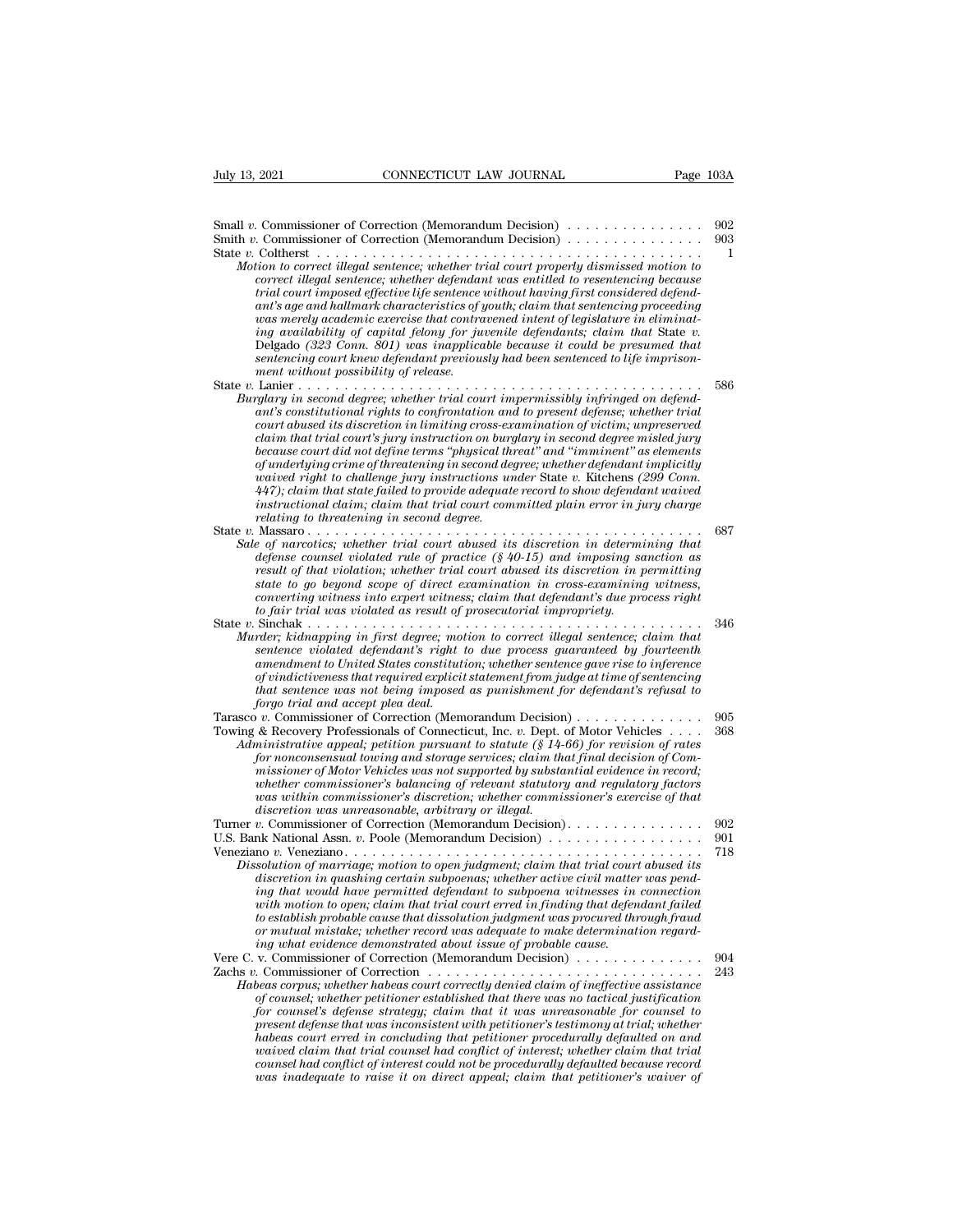Small *v.* Commissioner of Correction (Memorandum Decision) . . . . . . . . . . . . . . 902

Smith *v.* Commissioner of Correction (Memorandum Decision) . . . . . . . . . . . . . . 903

State *v.* Coltherst . . . . . . . . . . . . . . . . . . . . . . . . . . . . . . . . . . . . . . . . . . 1

*Motion to correct illegal sentence; whether trial court properly dismissed motion to correct illegal sentence; whether defendant was entitled to resentencing because trial court imposed effective life sentence without having first considered defendant's age and hallmark characteristics of youth; claim that sentencing proceeding was merely academic exercise that contravened intent of legislature in eliminating availability of capital felony for juvenile defendants; claim that* State v. Delgado *(323 Conn. 801) was inapplicable because it could be presumed that sentencing court knew defendant previously had been sentenced to life imprisonment without possibility of release.*

State *v.* Lanier . . . . . . . . . . . . . . . . . . . . . . . . . . . . . . . . . . . . . . . . . . 586

*Burglary in second degree; whether trial court impermissibly infringed on defendant's constitutional rights to confrontation and to present defense; whether trial court abused its discretion in limiting cross-examination of victim; unpreserved claim that trial court's jury instruction on burglary in second degree misled jury because court did not define terms "physical threat" and "imminent" as elements of underlying crime of threatening in second degree; whether defendant implicitly waived right to challenge jury instructions under* State v. Kitchens *(299 Conn. 447); claim that state failed to provide adequate record to show defendant waived instructional claim; claim that trial court committed plain error in jury charge relating to threatening in second degree.*

State *v.* Massaro . . . . . . . . . . . . . . . . . . . . . . . . . . . . . . . . . . . . . . . . . . 687

*Sale of narcotics; whether trial court abused its discretion in determining that defense counsel violated rule of practice (§ 40-15) and imposing sanction as result of that violation; whether trial court abused its discretion in permitting state to go beyond scope of direct examination in cross-examining witness, converting witness into expert witness; claim that defendant's due process right to fair trial was violated as result of prosecutorial impropriety.*

State *v.* Sinchak . . . . . . . . . . . . . . . . . . . . . . . . . . . . . . . . . . . . . . . . . . 346

*Murder; kidnapping in first degree; motion to correct illegal sentence; claim that sentence violated defendant's right to due process guaranteed by fourteenth amendment to United States constitution; whether sentence gave rise to inference of vindictiveness that required explicit statement from judge at time of sentencing that sentence was not being imposed as punishment for defendant's refusal to forgo trial and accept plea deal.*

Tarasco *v.* Commissioner of Correction (Memorandum Decision) . . . . . . . . . . . . . 905

Towing & Recovery Professionals of Connecticut, Inc. *v.* Dept. of Motor Vehicles . . . . 368

*Administrative appeal; petition pursuant to statute (§ 14-66) for revision of rates for nonconsensual towing and storage services; claim that final decision of Commissioner of Motor Vehicles was not supported by substantial evidence in record; whether commissioner's balancing of relevant statutory and regulatory factors was within commissioner's discretion; whether commissioner's exercise of that discretion was unreasonable, arbitrary or illegal.*

Turner *v.* Commissioner of Correction (Memorandum Decision). . . . . . . . . . . . . . 902

U.S. Bank National Assn. *v.* Poole (Memorandum Decision) . . . . . . . . . . . . . . . . 901

Veneziano *v.* Veneziano. . . . . . . . . . . . . . . . . . . . . . . . . . . . . . . . . . . . . . . . 718

*Dissolution of marriage; motion to open judgment; claim that trial court abused its discretion in quashing certain subpoenas; whether active civil matter was pending that would have permitted defendant to subpoena witnesses in connection with motion to open; claim that trial court erred in finding that defendant failed to establish probable cause that dissolution judgment was procured through fraud or mutual mistake; whether record was adequate to make determination regarding what evidence demonstrated about issue of probable cause.*

Vere C. v. Commissioner of Correction (Memorandum Decision) . . . . . . . . . . . . . 904

Zachs *v.* Commissioner of Correction . . . . . . . . . . . . . . . . . . . . . . . . . . . . . . 243

*Habeas corpus; whether habeas court correctly denied claim of ineffective assistance of counsel; whether petitioner established that there was no tactical justification for counsel's defense strategy; claim that it was unreasonable for counsel to present defense that was inconsistent with petitioner's testimony at trial; whether habeas court erred in concluding that petitioner procedurally defaulted on and waived claim that trial counsel had conflict of interest; whether claim that trial counsel had conflict of interest could not be procedurally defaulted because record was inadequate to raise it on direct appeal; claim that petitioner's waiver of*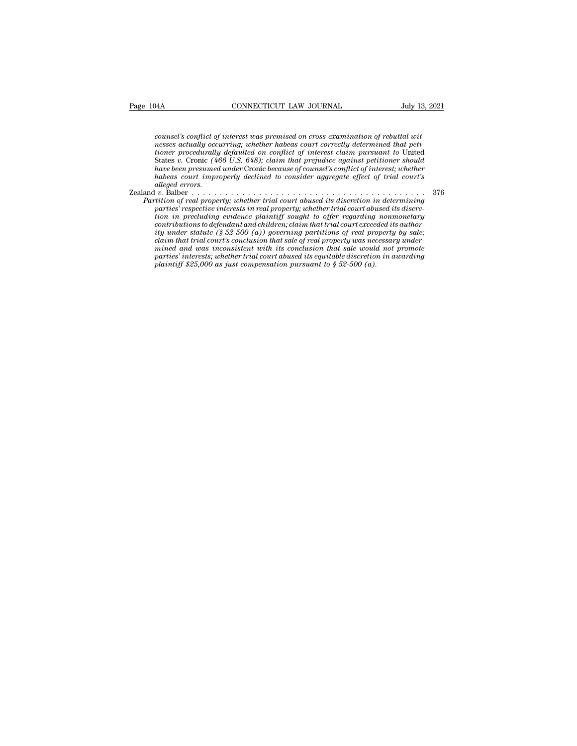*counsel's conflict of interest was premised on cross-examination of rebuttal witnesses actually occurring; whether habeas court correctly determined that petitioner procedurally defaulted on conflict of interest claim pursuant to* United States *v.* Cronic *(466 U.S. 648); claim that prejudice against petitioner should have been presumed under* Cronic *because of counsel's conflict of interest; whether habeas court improperly declined to consider aggregate effect of trial court's alleged errors.*

Zealand *v.* Balber . . . . . . . . . . . . . . . . . . . . . . . . . . . . . . . . . . . . . . . . . . 376

*Partition of real property; whether trial court abused its discretion in determining parties' respective interests in real property; whether trial court abused its discretion in precluding evidence plaintiff sought to offer regarding nonmonetary contributions to defendant and children; claim that trial court exceeded its authority under statute (§ 52-500 (a)) governing partitions of real property by sale; claim that trial court's conclusion that sale of real property was necessary undermined and was inconsistent with its conclusion that sale would not promote parties' interests; whether trial court abused its equitable discretion in awarding plaintiff $25,000 as just compensation pursuant to § 52-500 (a).*